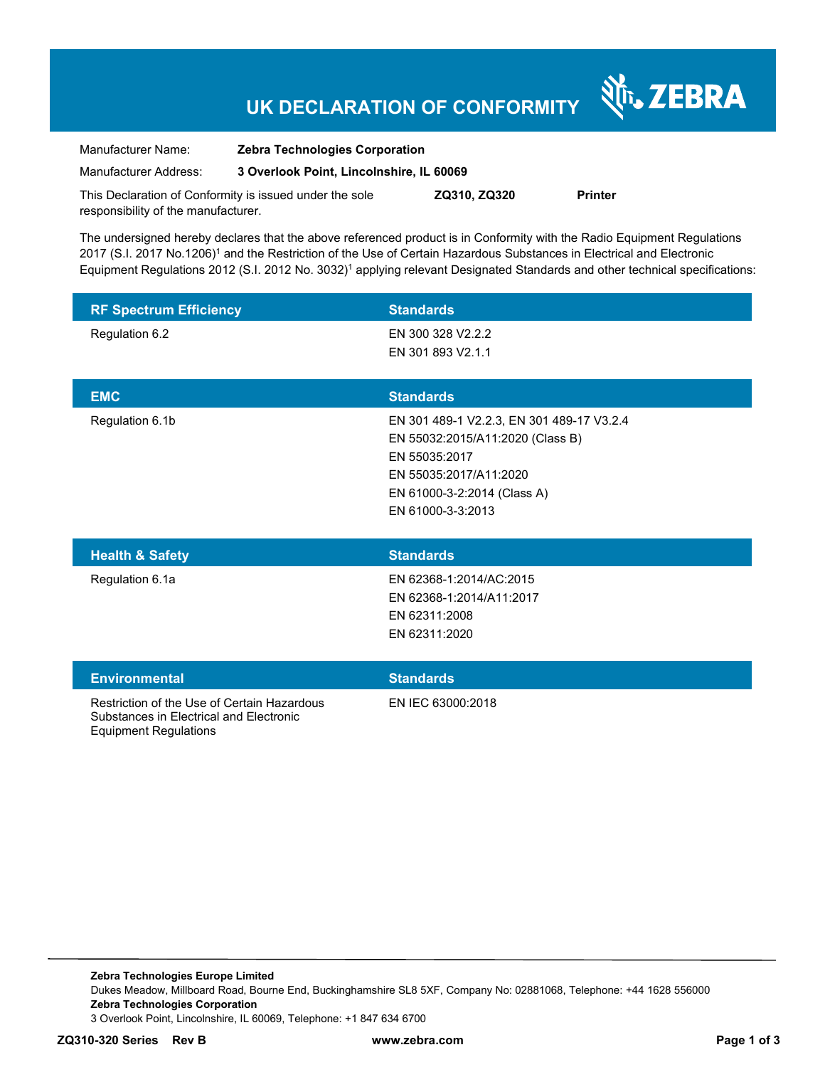# UK DECLARATION OF CONFORMITY

ZEBRA

| | |
|---|---|
| Manufacturer Name: | **Zebra Technologies Corporation** |
| Manufacturer Address: | **3 Overlook Point, Lincolnshire, IL 60069** |

This Declaration of Conformity is issued under the sole responsibility of the manufacturer. **ZQ310, ZQ320** **Printer**

The undersigned hereby declares that the above referenced product is in Conformity with the Radio Equipment Regulations 2017 (S.I. 2017 No.1206)[1] and the Restriction of the Use of Certain Hazardous Substances in Electrical and Electronic Equipment Regulations 2012 (S.I. 2012 No. 3032)[1] applying relevant Designated Standards and other technical specifications:

| RF Spectrum Efficiency | Standards |
|---|---|
| Regulation 6.2 | EN 300 328 V2.2.2<br>EN 301 893 V2.1.1 |

| EMC | Standards |
|---|---|
| Regulation 6.1b | EN 301 489-1 V2.2.3, EN 301 489-17 V3.2.4<br>EN 55032:2015/A11:2020 (Class B)<br>EN 55035:2017<br>EN 55035:2017/A11:2020<br>EN 61000-3-2:2014 (Class A)<br>EN 61000-3-3:2013 |

| Health & Safety | Standards |
|---|---|
| Regulation 6.1a | EN 62368-1:2014/AC:2015<br>EN 62368-1:2014/A11:2017<br>EN 62311:2008<br>EN 62311:2020 |

| Environmental | Standards |
|---|---|
| Restriction of the Use of Certain Hazardous Substances in Electrical and Electronic Equipment Regulations | EN IEC 63000:2018 |

**Zebra Technologies Europe Limited**
Dukes Meadow, Millboard Road, Bourne End, Buckinghamshire SL8 5XF, Company No: 02881068, Telephone: +44 1628 556000
**Zebra Technologies Corporation**
3 Overlook Point, Lincolnshire, IL 60069, Telephone: +1 847 634 6700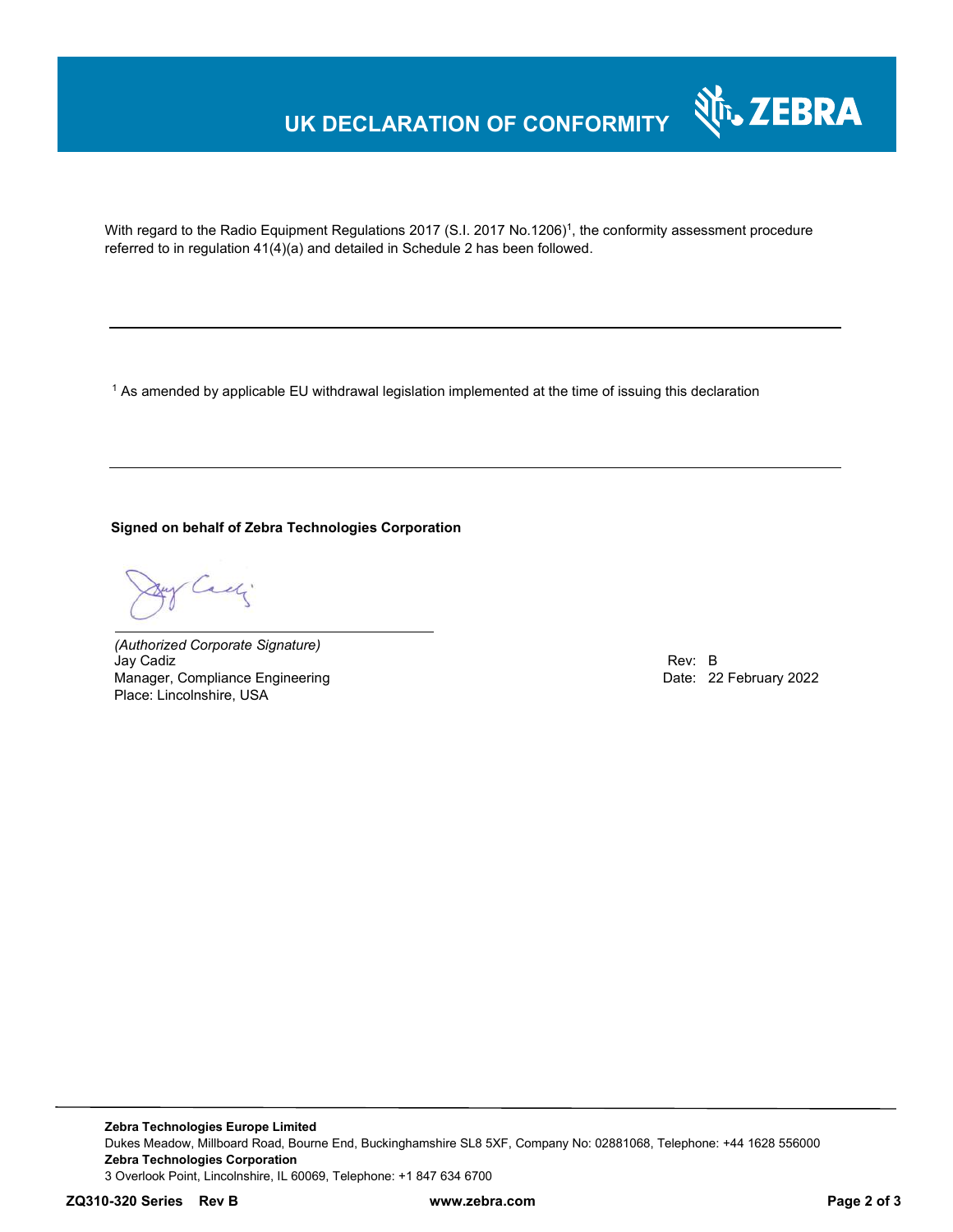# UK DECLARATION OF CONFORMITY

With regard to the Radio Equipment Regulations 2017 (S.I. 2017 No.1206)[1], the conformity assessment procedure referred to in regulation 41(4)(a) and detailed in Schedule 2 has been followed.

---

[1] As amended by applicable EU withdrawal legislation implemented at the time of issuing this declaration

---

**Signed on behalf of Zebra Technologies Corporation**

*(Authorized Corporate Signature)*
Jay Cadiz
Manager, Compliance Engineering
Place: Lincolnshire, USA

Rev: B
Date: 22 February 2022

---

**Zebra Technologies Europe Limited**
Dukes Meadow, Millboard Road, Bourne End, Buckinghamshire SL8 5XF, Company No: 02881068, Telephone: +44 1628 556000
**Zebra Technologies Corporation**
3 Overlook Point, Lincolnshire, IL 60069, Telephone: +1 847 634 6700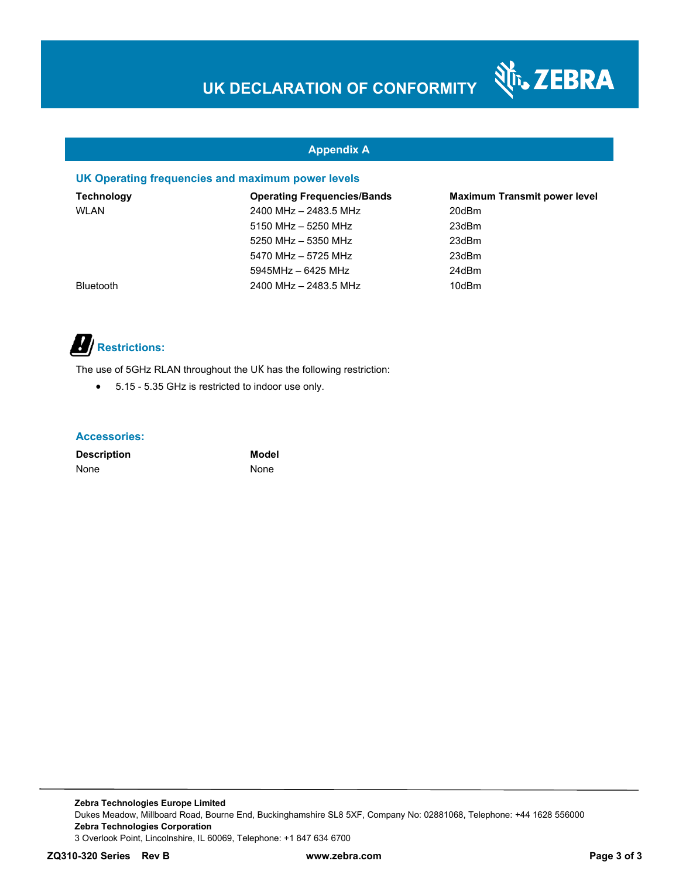# UK DECLARATION OF CONFORMITY

## Appendix A

### UK Operating frequencies and maximum power levels

| Technology | Operating Frequencies/Bands | Maximum Transmit power level |
|---|---|---|
| WLAN | 2400 MHz – 2483.5 MHz | 20dBm |
| | 5150 MHz – 5250 MHz | 23dBm |
| | 5250 MHz – 5350 MHz | 23dBm |
| | 5470 MHz – 5725 MHz | 23dBm |
| | 5945MHz – 6425 MHz | 24dBm |
| Bluetooth | 2400 MHz – 2483.5 MHz | 10dBm |

### Restrictions:

The use of 5GHz RLAN throughout the UK has the following restriction:

- 5.15 - 5.35 GHz is restricted to indoor use only.

### Accessories:

| Description | Model |
|---|---|
| None | None |

**Zebra Technologies Europe Limited**
Dukes Meadow, Millboard Road, Bourne End, Buckinghamshire SL8 5XF, Company No: 02881068, Telephone: +44 1628 556000
**Zebra Technologies Corporation**
3 Overlook Point, Lincolnshire, IL 60069, Telephone: +1 847 634 6700